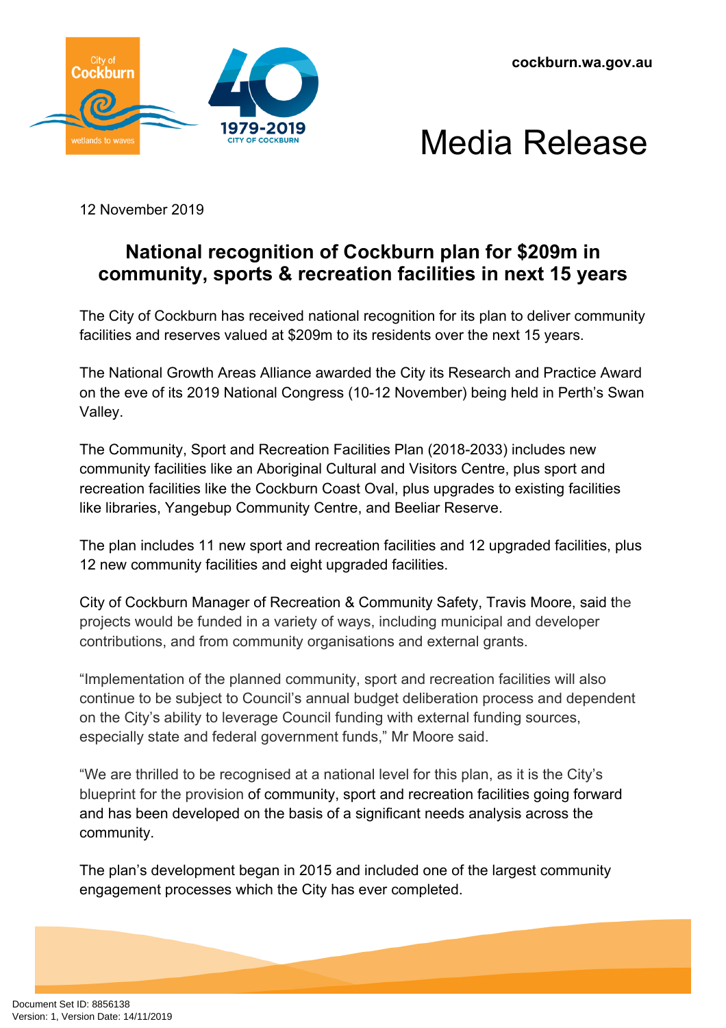cockburn.wa.gov.au

# Media Release

12 November 2019

## National recognition of Cockburn plan for $209m in community, sports & recreation facilities in next 15 years

The City of Cockburn has received national recognition for its plan to deliver community facilities and reserves valued at $209m to its residents over the next 15 years.

The National Growth Areas Alliance awarded the City its Research and Practice Award on the eve of its 2019 National Congress (10-12 November) being held in Perth's Swan Valley.

The Community, Sport and Recreation Facilities Plan (2018-2033) includes new community facilities like an Aboriginal Cultural and Visitors Centre, plus sport and recreation facilities like the Cockburn Coast Oval, plus upgrades to existing facilities like libraries, Yangebup Community Centre, and Beeliar Reserve.

The plan includes 11 new sport and recreation facilities and 12 upgraded facilities, plus 12 new community facilities and eight upgraded facilities.

City of Cockburn Manager of Recreation & Community Safety, Travis Moore, said the projects would be funded in a variety of ways, including municipal and developer contributions, and from community organisations and external grants.

"Implementation of the planned community, sport and recreation facilities will also continue to be subject to Council's annual budget deliberation process and dependent on the City's ability to leverage Council funding with external funding sources, especially state and federal government funds," Mr Moore said.

"We are thrilled to be recognised at a national level for this plan, as it is the City's blueprint for the provision of community, sport and recreation facilities going forward and has been developed on the basis of a significant needs analysis across the community.

The plan's development began in 2015 and included one of the largest community engagement processes which the City has ever completed.

Document Set ID: 8856138
Version: 1, Version Date: 14/11/2019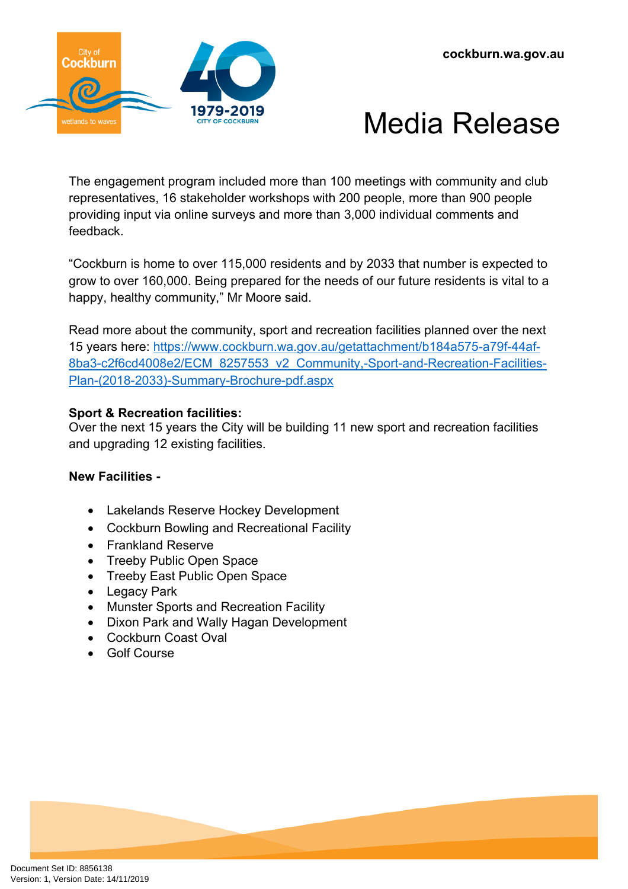The engagement program included more than 100 meetings with community and club representatives, 16 stakeholder workshops with 200 people, more than 900 people providing input via online surveys and more than 3,000 individual comments and feedback.

"Cockburn is home to over 115,000 residents and by 2033 that number is expected to grow to over 160,000. Being prepared for the needs of our future residents is vital to a happy, healthy community," Mr Moore said.

Read more about the community, sport and recreation facilities planned over the next 15 years here: https://www.cockburn.wa.gov.au/getattachment/b184a575-a79f-44af-8ba3-c2f6cd4008e2/ECM_8257553_v2_Community,-Sport-and-Recreation-Facilities-Plan-(2018-2033)-Summary-Brochure-pdf.aspx

**Sport & Recreation facilities:**
Over the next 15 years the City will be building 11 new sport and recreation facilities and upgrading 12 existing facilities.

**New Facilities -**

- Lakelands Reserve Hockey Development
- Cockburn Bowling and Recreational Facility
- Frankland Reserve
- Treeby Public Open Space
- Treeby East Public Open Space
- Legacy Park
- Munster Sports and Recreation Facility
- Dixon Park and Wally Hagan Development
- Cockburn Coast Oval
- Golf Course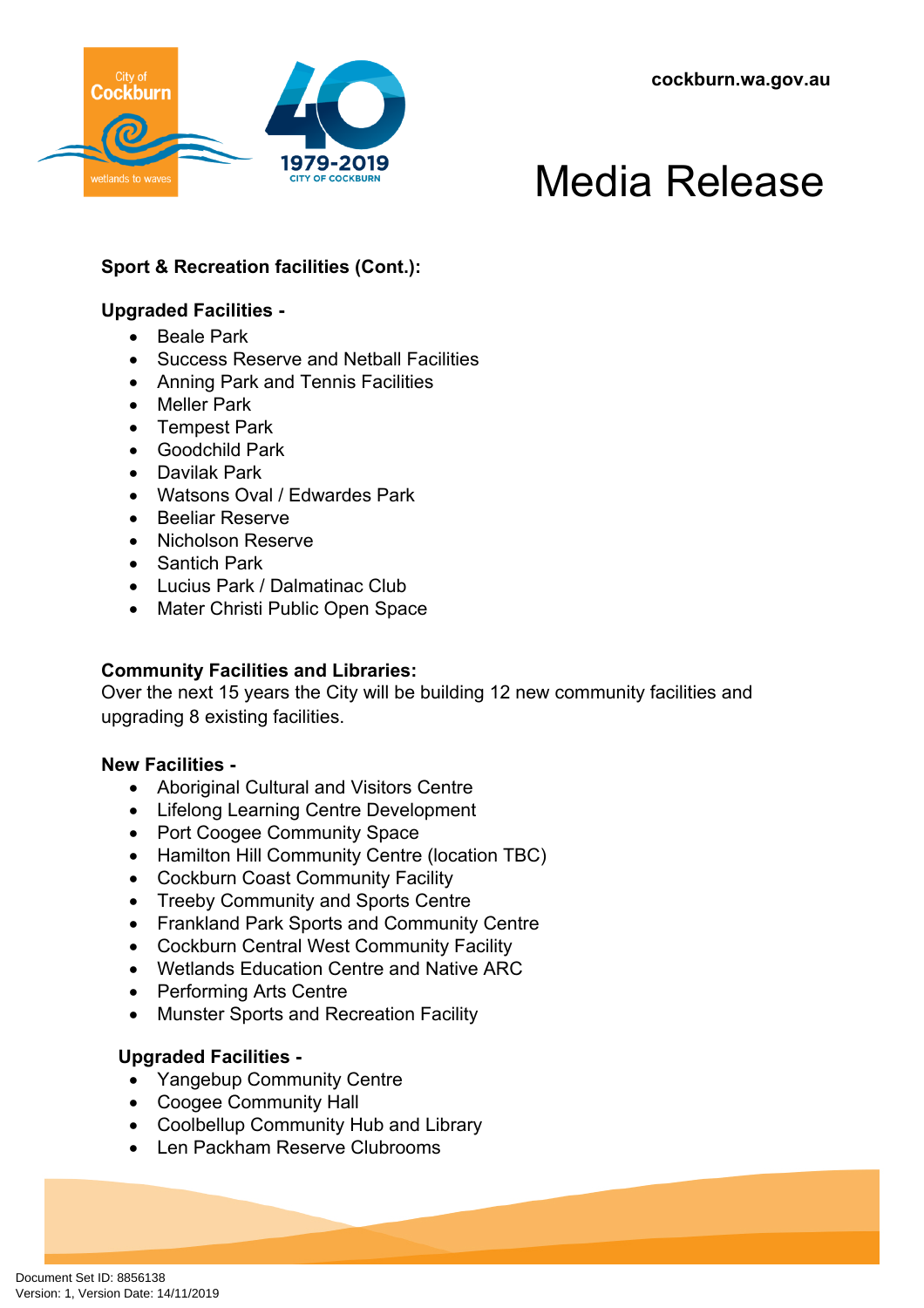**Sport & Recreation facilities (Cont.):**

**Upgraded Facilities -**

- Beale Park
- Success Reserve and Netball Facilities
- Anning Park and Tennis Facilities
- Meller Park
- Tempest Park
- Goodchild Park
- Davilak Park
- Watsons Oval / Edwardes Park
- Beeliar Reserve
- Nicholson Reserve
- Santich Park
- Lucius Park / Dalmatinac Club
- Mater Christi Public Open Space

**Community Facilities and Libraries:**
Over the next 15 years the City will be building 12 new community facilities and upgrading 8 existing facilities.

**New Facilities -**

- Aboriginal Cultural and Visitors Centre
- Lifelong Learning Centre Development
- Port Coogee Community Space
- Hamilton Hill Community Centre (location TBC)
- Cockburn Coast Community Facility
- Treeby Community and Sports Centre
- Frankland Park Sports and Community Centre
- Cockburn Central West Community Facility
- Wetlands Education Centre and Native ARC
- Performing Arts Centre
- Munster Sports and Recreation Facility

**Upgraded Facilities -**

- Yangebup Community Centre
- Coogee Community Hall
- Coolbellup Community Hub and Library
- Len Packham Reserve Clubrooms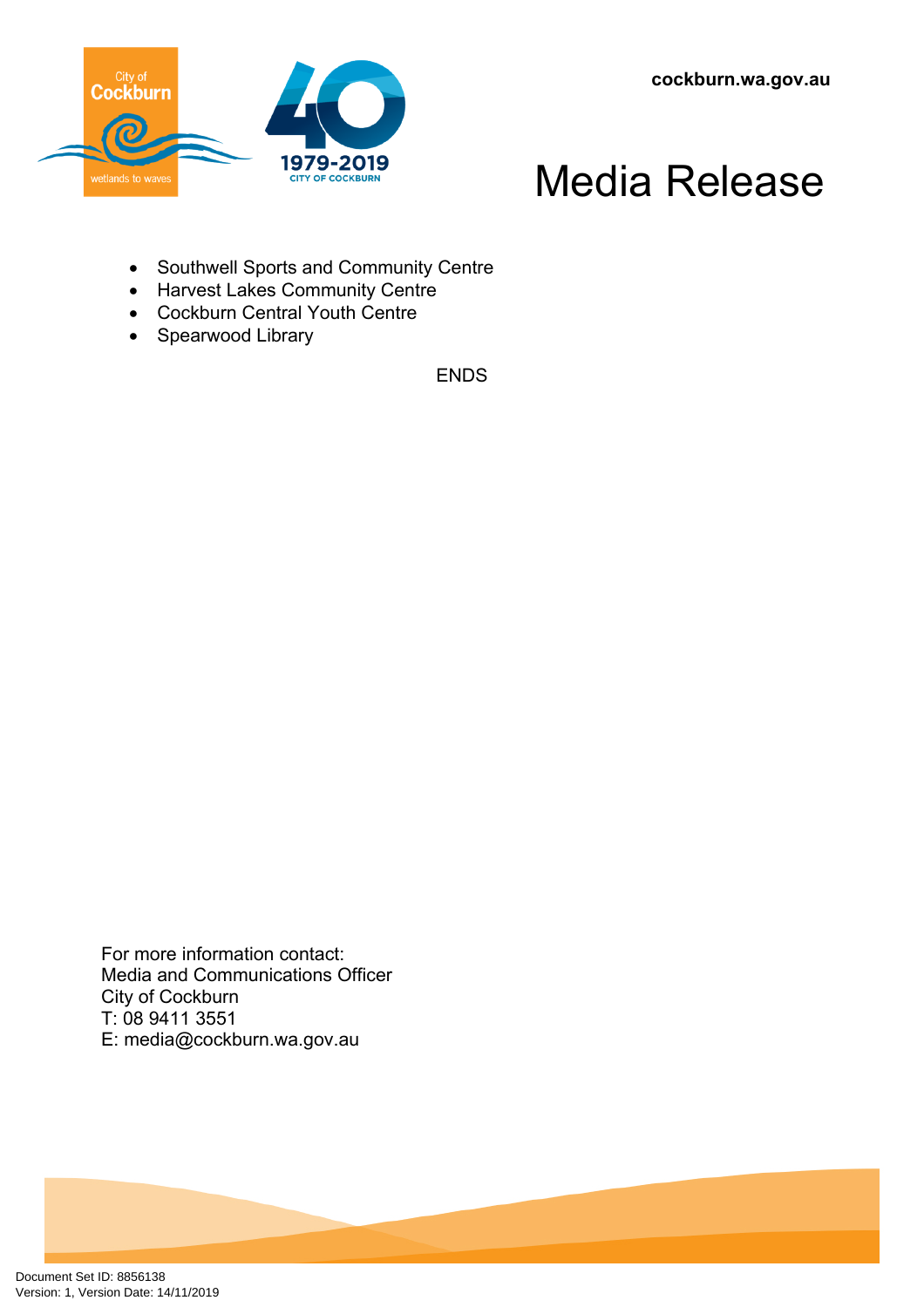- Southwell Sports and Community Centre
- Harvest Lakes Community Centre
- Cockburn Central Youth Centre
- Spearwood Library

ENDS

For more information contact:
Media and Communications Officer
City of Cockburn
T: 08 9411 3551
E: media@cockburn.wa.gov.au